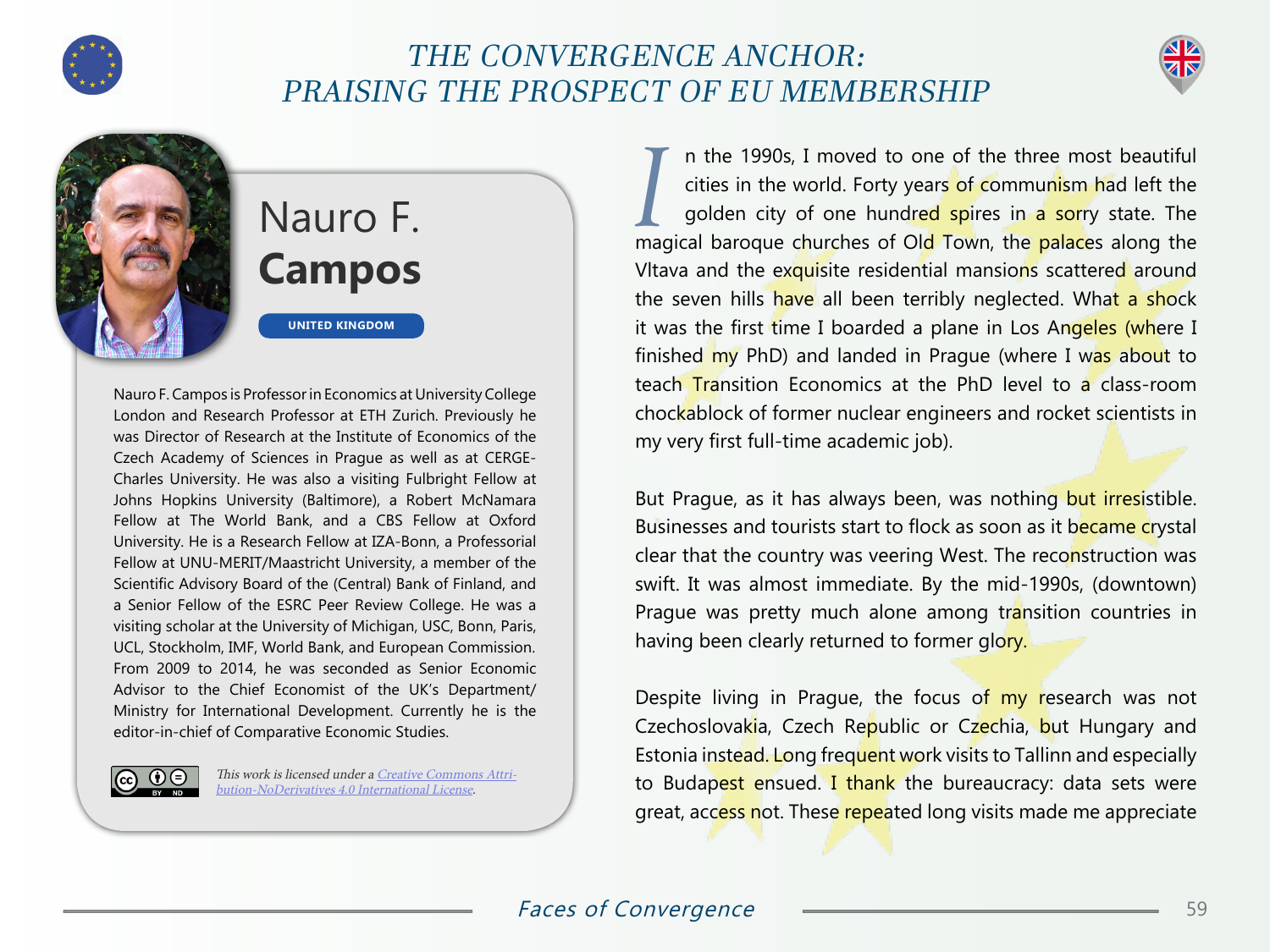# THE CONVERGENCE ANCHOR: PRAISING THE PROSPECT OF EU MEMBERSHIP

## Nauro F. **Campos**

**UNITED KINGDOM**

Nauro F. Campos is Professor in Economics at University College London and Research Professor at ETH Zurich. Previously he was Director of Research at the Institute of Economics of the Czech Academy of Sciences in Prague as well as at CERGE-Charles University. He was also a visiting Fulbright Fellow at Johns Hopkins University (Baltimore), a Robert McNamara Fellow at The World Bank, and a CBS Fellow at Oxford University. He is a Research Fellow at IZA-Bonn, a Professorial Fellow at UNU-MERIT/Maastricht University, a member of the Scientific Advisory Board of the (Central) Bank of Finland, and a Senior Fellow of the ESRC Peer Review College. He was a visiting scholar at the University of Michigan, USC, Bonn, Paris, UCL, Stockholm, IMF, World Bank, and European Commission. From 2009 to 2014, he was seconded as Senior Economic Advisor to the Chief Economist of the UK's Department/Ministry for International Development. Currently he is the editor-in-chief of Comparative Economic Studies.

*This work is licensed under a [Creative Commons Attribution-NoDerivatives 4.0 International License](https://creativecommons.org/licenses/by-nd/4.0/).*

In the 1990s, I moved to one of the three most beautiful cities in the world. Forty years of communism had left the golden city of one hundred spires in a sorry state. The magical baroque churches of Old Town, the palaces along the Vltava and the exquisite residential mansions scattered around the seven hills have all been terribly neglected. What a shock it was the first time I boarded a plane in Los Angeles (where I finished my PhD) and landed in Prague (where I was about to teach Transition Economics at the PhD level to a class-room chockablock of former nuclear engineers and rocket scientists in my very first full-time academic job).

But Prague, as it has always been, was nothing but irresistible. Businesses and tourists start to flock as soon as it became crystal clear that the country was veering West. The reconstruction was swift. It was almost immediate. By the mid-1990s, (downtown) Prague was pretty much alone among transition countries in having been clearly returned to former glory.

Despite living in Prague, the focus of my research was not Czechoslovakia, Czech Republic or Czechia, but Hungary and Estonia instead. Long frequent work visits to Tallinn and especially to Budapest ensued. I thank the bureaucracy: data sets were great, access not. These repeated long visits made me appreciate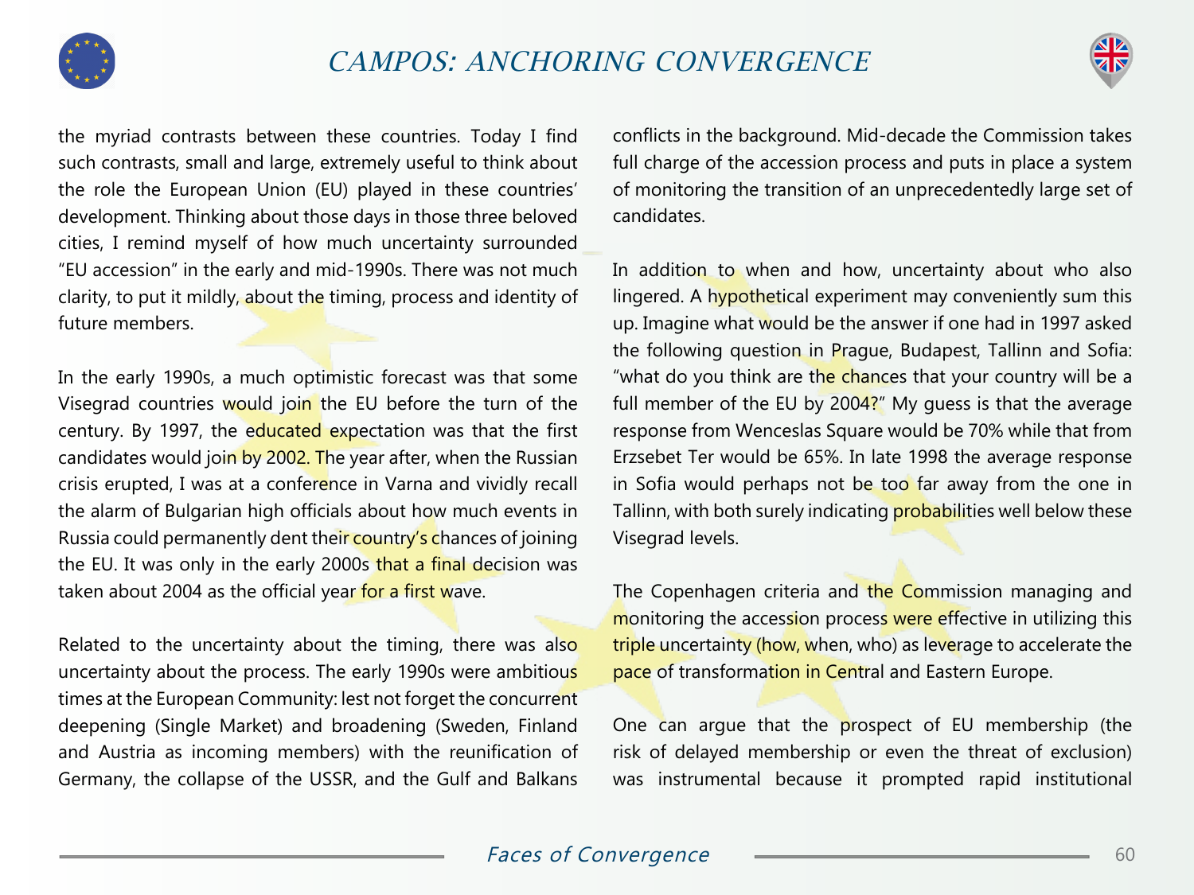the myriad contrasts between these countries. Today I find such contrasts, small and large, extremely useful to think about the role the European Union (EU) played in these countries' development. Thinking about those days in those three beloved cities, I remind myself of how much uncertainty surrounded "EU accession" in the early and mid-1990s. There was not much clarity, to put it mildly, about the timing, process and identity of future members.

In the early 1990s, a much optimistic forecast was that some Visegrad countries would join the EU before the turn of the century. By 1997, the educated expectation was that the first candidates would join by 2002. The year after, when the Russian crisis erupted, I was at a conference in Varna and vividly recall the alarm of Bulgarian high officials about how much events in Russia could permanently dent their country's chances of joining the EU. It was only in the early 2000s that a final decision was taken about 2004 as the official year for a first wave.

Related to the uncertainty about the timing, there was also uncertainty about the process. The early 1990s were ambitious times at the European Community: lest not forget the concurrent deepening (Single Market) and broadening (Sweden, Finland and Austria as incoming members) with the reunification of Germany, the collapse of the USSR, and the Gulf and Balkans conflicts in the background. Mid-decade the Commission takes full charge of the accession process and puts in place a system of monitoring the transition of an unprecedentedly large set of candidates.

In addition to when and how, uncertainty about who also lingered. A hypothetical experiment may conveniently sum this up. Imagine what would be the answer if one had in 1997 asked the following question in Prague, Budapest, Tallinn and Sofia: "what do you think are the chances that your country will be a full member of the EU by 2004?" My guess is that the average response from Wenceslas Square would be 70% while that from Erzsebet Ter would be 65%. In late 1998 the average response in Sofia would perhaps not be too far away from the one in Tallinn, with both surely indicating probabilities well below these Visegrad levels.

The Copenhagen criteria and the Commission managing and monitoring the accession process were effective in utilizing this triple uncertainty (how, when, who) as leverage to accelerate the pace of transformation in Central and Eastern Europe.

One can argue that the prospect of EU membership (the risk of delayed membership or even the threat of exclusion) was instrumental because it prompted rapid institutional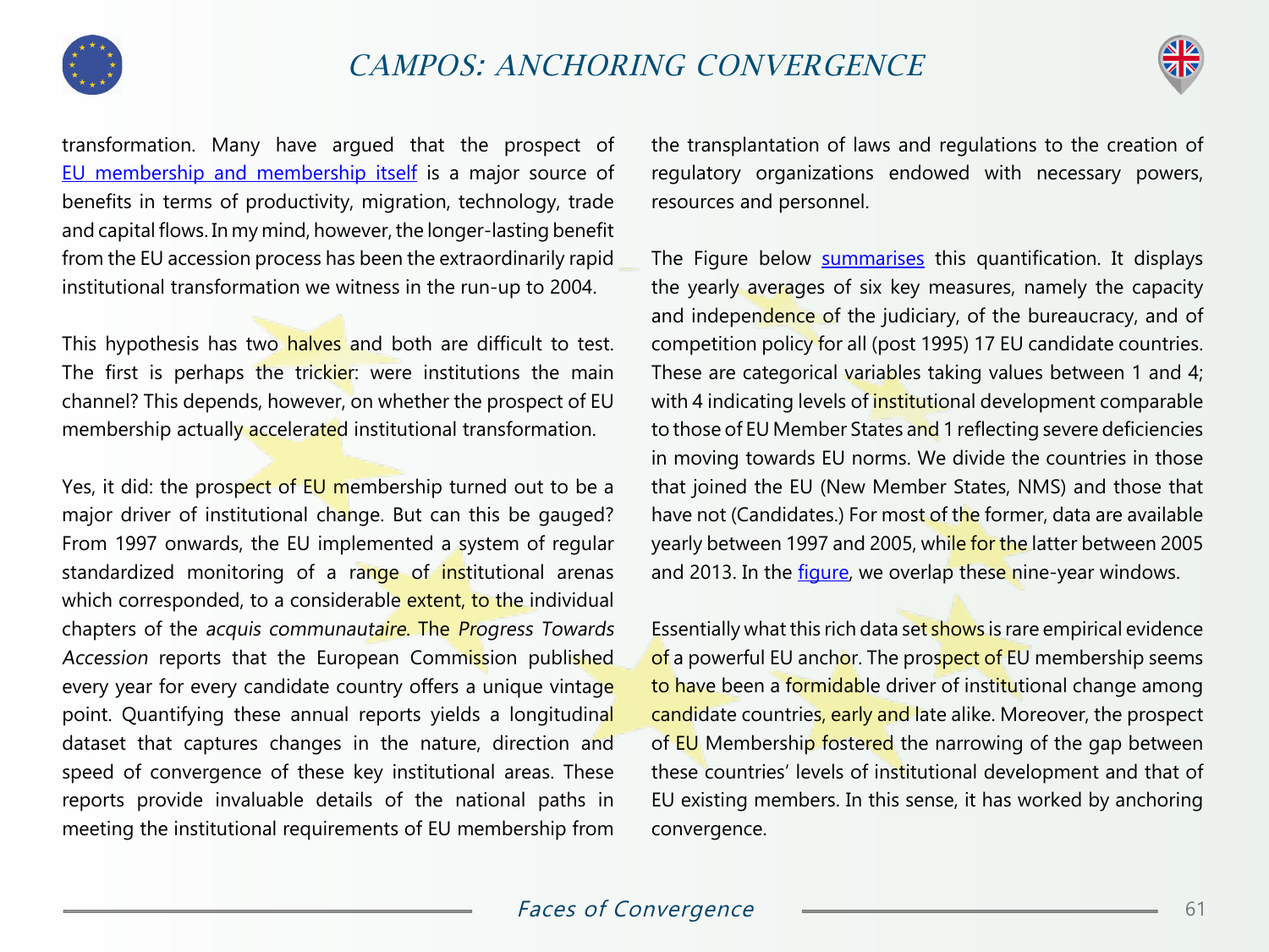transformation. Many have argued that the prospect of [EU membership and membership itself](#) is a major source of benefits in terms of productivity, migration, technology, trade and capital flows. In my mind, however, the longer-lasting benefit from the EU accession process has been the extraordinarily rapid institutional transformation we witness in the run-up to 2004.

This hypothesis has two halves and both are difficult to test. The first is perhaps the trickier: were institutions the main channel? This depends, however, on whether the prospect of EU membership actually accelerated institutional transformation.

Yes, it did: the prospect of EU membership turned out to be a major driver of institutional change. But can this be gauged? From 1997 onwards, the EU implemented a system of regular standardized monitoring of a range of institutional arenas which corresponded, to a considerable extent, to the individual chapters of the *acquis communautaire*. The *Progress Towards Accession* reports that the European Commission published every year for every candidate country offers a unique vintage point. Quantifying these annual reports yields a longitudinal dataset that captures changes in the nature, direction and speed of convergence of these key institutional areas. These reports provide invaluable details of the national paths in meeting the institutional requirements of EU membership from the transplantation of laws and regulations to the creation of regulatory organizations endowed with necessary powers, resources and personnel.

The Figure below [summarises](#) this quantification. It displays the yearly averages of six key measures, namely the capacity and independence of the judiciary, of the bureaucracy, and of competition policy for all (post 1995) 17 EU candidate countries. These are categorical variables taking values between 1 and 4; with 4 indicating levels of institutional development comparable to those of EU Member States and 1 reflecting severe deficiencies in moving towards EU norms. We divide the countries in those that joined the EU (New Member States, NMS) and those that have not (Candidates.) For most of the former, data are available yearly between 1997 and 2005, while for the latter between 2005 and 2013. In the [figure](#), we overlap these nine-year windows.

Essentially what this rich data set shows is rare empirical evidence of a powerful EU anchor. The prospect of EU membership seems to have been a formidable driver of institutional change among candidate countries, early and late alike. Moreover, the prospect of EU Membership fostered the narrowing of the gap between these countries' levels of institutional development and that of EU existing members. In this sense, it has worked by anchoring convergence.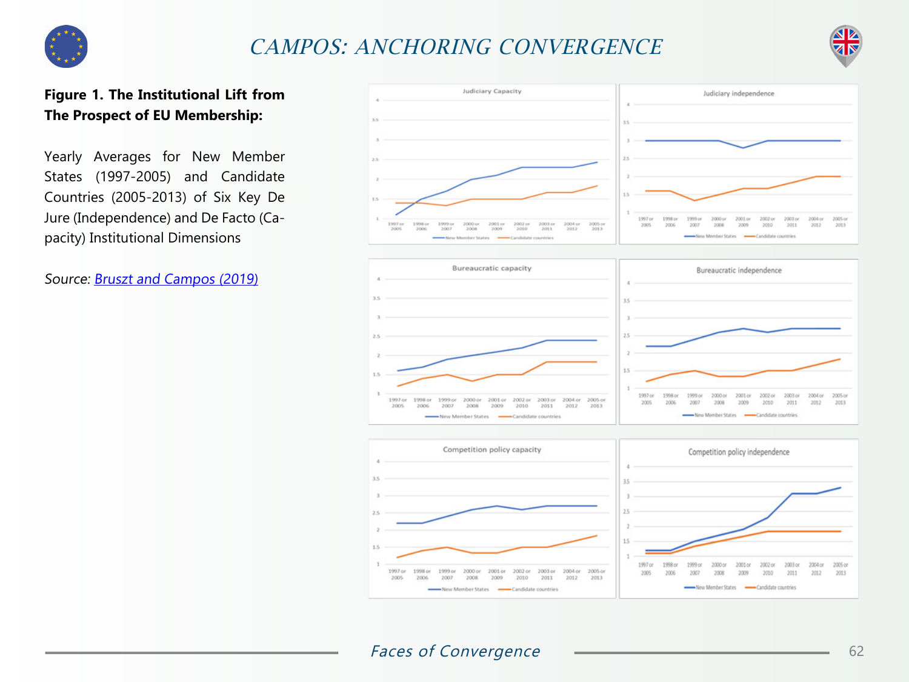**Figure 1. The Institutional Lift from The Prospect of EU Membership:**

Yearly Averages for New Member States (1997-2005) and Candidate Countries (2005-2013) of Six Key De Jure (Independence) and De Facto (Capacity) Institutional Dimensions

*Source:* *[Bruszt and Campos (2019)]*

Judiciary Capacity

4
3.5
3
2.5
2
1.5
1

1997 or 2005
1998 or 2006
1999 or 2007
2000 or 2008
2001 or 2009
2002 or 2010
2003 or 2011
2004 or 2012
2005 or 2013

New Member States
Candidate countries

Judiciary independence

4
3.5
3
2.5
2
1.5
1

1997 or 2005
1998 or 2006
1999 or 2007
2000 or 2008
2001 or 2009
2002 or 2010
2003 or 2011
2004 or 2012
2005 or 2013

New Member States
Candidate countries

Bureaucratic capacity

4
3.5
3
2.5
2
1.5
1

1997 or 2005
1998 or 2006
1999 or 2007
2000 or 2008
2001 or 2009
2002 or 2010
2003 or 2011
2004 or 2012
2005 or 2013

New Member States
Candidate countries

Bureaucratic independence

4
3.5
3
2.5
2
1.5
1

1997 or 2005
1998 or 2006
1999 or 2007
2000 or 2008
2001 or 2009
2002 or 2010
2003 or 2011
2004 or 2012
2005 or 2013

New Member States
Candidate countries

Competition policy capacity

4
3.5
3
2.5
2
1.5
1

1997 or 2005
1998 or 2006
1999 or 2007
2000 or 2008
2001 or 2009
2002 or 2010
2003 or 2011
2004 or 2012
2005 or 2013

New Member States
Candidate countries

Competition policy independence

4
3.5
3
2.5
2
1.5
1

1997 or 2005
1998 or 2006
1999 or 2007
2000 or 2008
2001 or 2009
2002 or 2010
2003 or 2011
2004 or 2012
2005 or 2013

New Member States
Candidate countries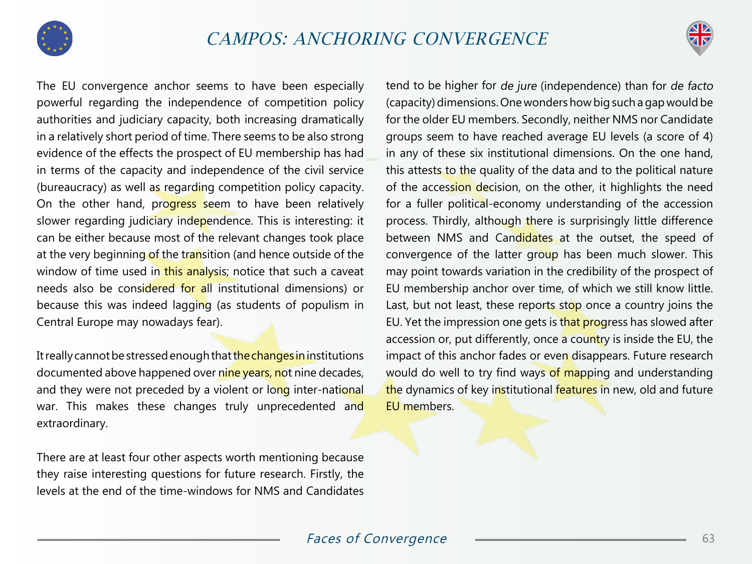The EU convergence anchor seems to have been especially powerful regarding the independence of competition policy authorities and judiciary capacity, both increasing dramatically in a relatively short period of time. There seems to be also strong evidence of the effects the prospect of EU membership has had in terms of the capacity and independence of the civil service (bureaucracy) as well as regarding competition policy capacity. On the other hand, progress seem to have been relatively slower regarding judiciary independence. This is interesting: it can be either because most of the relevant changes took place at the very beginning of the transition (and hence outside of the window of time used in this analysis; notice that such a caveat needs also be considered for all institutional dimensions) or because this was indeed lagging (as students of populism in Central Europe may nowadays fear).

It really cannot be stressed enough that the changes in institutions documented above happened over nine years, not nine decades, and they were not preceded by a violent or long inter-national war. This makes these changes truly unprecedented and extraordinary.

There are at least four other aspects worth mentioning because they raise interesting questions for future research. Firstly, the levels at the end of the time-windows for NMS and Candidates tend to be higher for *de jure* (independence) than for *de facto* (capacity) dimensions. One wonders how big such a gap would be for the older EU members. Secondly, neither NMS nor Candidate groups seem to have reached average EU levels (a score of 4) in any of these six institutional dimensions. On the one hand, this attests to the quality of the data and to the political nature of the accession decision, on the other, it highlights the need for a fuller political-economy understanding of the accession process. Thirdly, although there is surprisingly little difference between NMS and Candidates at the outset, the speed of convergence of the latter group has been much slower. This may point towards variation in the credibility of the prospect of EU membership anchor over time, of which we still know little. Last, but not least, these reports stop once a country joins the EU. Yet the impression one gets is that progress has slowed after accession or, put differently, once a country is inside the EU, the impact of this anchor fades or even disappears. Future research would do well to try find ways of mapping and understanding the dynamics of key institutional features in new, old and future EU members.